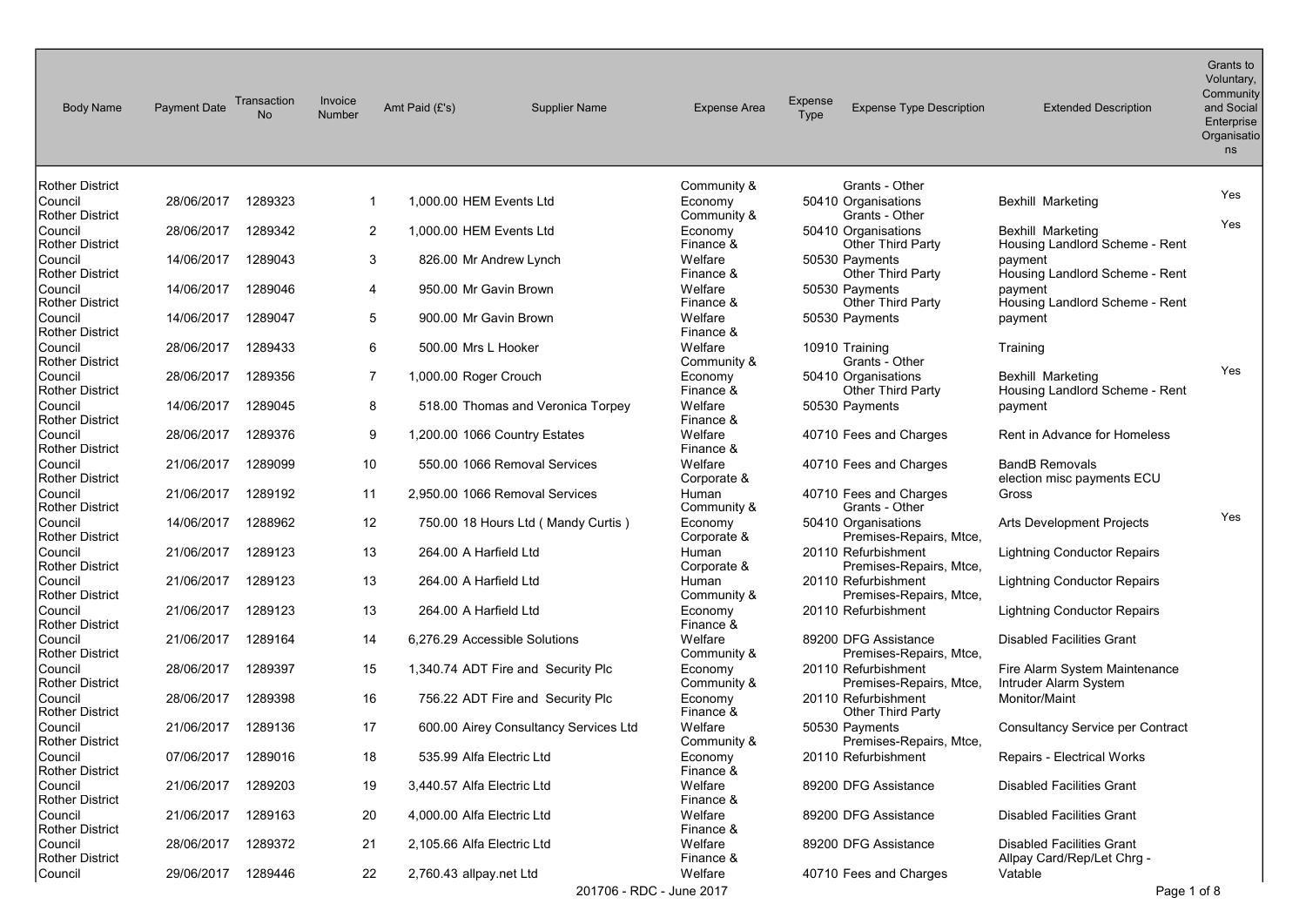| Body Name | Payment Date | Transaction No | Invoice Number | Amt Paid (£'s) | Supplier Name | Expense Area | Expense Type | Expense Type Description | Extended Description | Grants to Voluntary, Community and Social Enterprise Organisations |
|---|---|---|---|---|---|---|---|---|---|---|
| Rother District Council | 28/06/2017 | 1289323 | 1 | 1,000.00 | HEM Events Ltd | Community & Economy | 50410 | Grants - Other Organisations | Bexhill Marketing | Yes |
| Rother District Council | 28/06/2017 | 1289342 | 2 | 1,000.00 | HEM Events Ltd | Community & Economy | 50410 | Grants - Other Organisations | Bexhill Marketing | Yes |
| Rother District Council | 14/06/2017 | 1289043 | 3 | 826.00 | Mr Andrew Lynch | Finance & Welfare | 50530 | Other Third Party Payments | Housing Landlord Scheme - Rent payment | |
| Rother District Council | 14/06/2017 | 1289046 | 4 | 950.00 | Mr Gavin Brown | Finance & Welfare | 50530 | Other Third Party Payments | Housing Landlord Scheme - Rent payment | |
| Rother District Council | 14/06/2017 | 1289047 | 5 | 900.00 | Mr Gavin Brown | Finance & Welfare | 50530 | Other Third Party Payments | Housing Landlord Scheme - Rent payment | |
| Rother District Council | 28/06/2017 | 1289433 | 6 | 500.00 | Mrs L Hooker | Finance & Welfare | 10910 | Training | Training | |
| Rother District Council | 28/06/2017 | 1289356 | 7 | 1,000.00 | Roger Crouch | Community & Economy | 50410 | Grants - Other Organisations | Bexhill Marketing | Yes |
| Rother District Council | 14/06/2017 | 1289045 | 8 | 518.00 | Thomas and Veronica Torpey | Finance & Welfare | 50530 | Other Third Party Payments | Housing Landlord Scheme - Rent payment | |
| Rother District Council | 28/06/2017 | 1289376 | 9 | 1,200.00 | 1066 Country Estates | Finance & Welfare | 40710 | Fees and Charges | Rent in Advance for Homeless | |
| Rother District Council | 21/06/2017 | 1289099 | 10 | 550.00 | 1066 Removal Services | Finance & Welfare | 40710 | Fees and Charges | BandB Removals | |
| Rother District Council | 21/06/2017 | 1289192 | 11 | 2,950.00 | 1066 Removal Services | Corporate & Human | 40710 | Fees and Charges | election misc payments ECU Gross | |
| Rother District Council | 14/06/2017 | 1288962 | 12 | 750.00 | 18 Hours Ltd ( Mandy Curtis ) | Community & Economy | 50410 | Grants - Other Organisations | Arts Development Projects | Yes |
| Rother District Council | 21/06/2017 | 1289123 | 13 | 264.00 | A Harfield Ltd | Corporate & Human | 20110 | Premises-Repairs, Mtce, Refurbishment | Lightning Conductor Repairs | |
| Rother District Council | 21/06/2017 | 1289123 | 13 | 264.00 | A Harfield Ltd | Corporate & Human | 20110 | Premises-Repairs, Mtce, Refurbishment | Lightning Conductor Repairs | |
| Rother District Council | 21/06/2017 | 1289123 | 13 | 264.00 | A Harfield Ltd | Community & Economy | 20110 | Premises-Repairs, Mtce, Refurbishment | Lightning Conductor Repairs | |
| Rother District Council | 21/06/2017 | 1289164 | 14 | 6,276.29 | Accessible Solutions | Finance & Welfare | 89200 | DFG Assistance | Disabled Facilities Grant | |
| Rother District Council | 28/06/2017 | 1289397 | 15 | 1,340.74 | ADT Fire and Security Plc | Community & Economy | 20110 | Premises-Repairs, Mtce, Refurbishment | Fire Alarm System Maintenance | |
| Rother District Council | 28/06/2017 | 1289398 | 16 | 756.22 | ADT Fire and Security Plc | Community & Economy | 20110 | Premises-Repairs, Mtce, Refurbishment | Intruder Alarm System Monitor/Maint | |
| Rother District Council | 21/06/2017 | 1289136 | 17 | 600.00 | Airey Consultancy Services Ltd | Finance & Welfare | 50530 | Other Third Party Payments | Consultancy Service per Contract | |
| Rother District Council | 07/06/2017 | 1289016 | 18 | 535.99 | Alfa Electric Ltd | Community & Economy | 20110 | Premises-Repairs, Mtce, Refurbishment | Repairs - Electrical Works | |
| Rother District Council | 21/06/2017 | 1289203 | 19 | 3,440.57 | Alfa Electric Ltd | Finance & Welfare | 89200 | DFG Assistance | Disabled Facilities Grant | |
| Rother District Council | 21/06/2017 | 1289163 | 20 | 4,000.00 | Alfa Electric Ltd | Finance & Welfare | 89200 | DFG Assistance | Disabled Facilities Grant | |
| Rother District Council | 28/06/2017 | 1289372 | 21 | 2,105.66 | Alfa Electric Ltd | Finance & Welfare | 89200 | DFG Assistance | Disabled Facilities Grant | |
| Rother District Council | 29/06/2017 | 1289446 | 22 | 2,760.43 | allpay.net Ltd | Finance & Welfare | 40710 | Fees and Charges | Allpay Card/Rep/Let Chrg - Vatable | |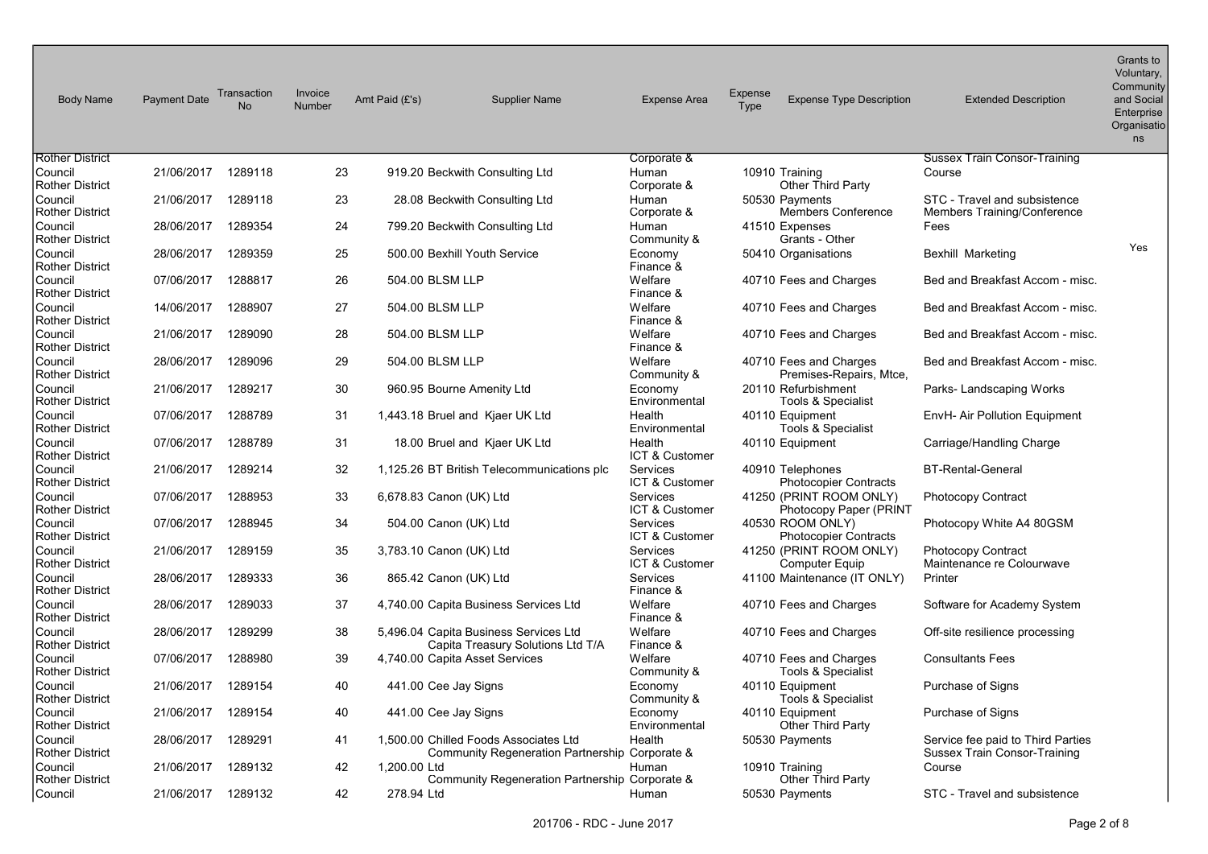| Body Name | Payment Date | Transaction No | Invoice Number | Amt Paid (£'s) | Supplier Name | Expense Area | Expense Type | Expense Type Description | Extended Description | Grants to Voluntary, Community and Social Enterprise Organisations |
|---|---|---|---|---|---|---|---|---|---|---|
| Rother District Council | 21/06/2017 | 1289118 | 23 | 919.20 | Beckwith Consulting Ltd | Corporate & Human | 10910 | Training | Sussex Train Consor-Training Course | |
| Rother District Council | 21/06/2017 | 1289118 | 23 | 28.08 | Beckwith Consulting Ltd | Corporate & Human | 50530 | Other Third Party Payments | STC - Travel and subsistence | |
| Rother District Council | 28/06/2017 | 1289354 | 24 | 799.20 | Beckwith Consulting Ltd | Corporate & Human | 41510 | Members Conference Expenses | Members Training/Conference Fees | |
| Rother District Council | 28/06/2017 | 1289359 | 25 | 500.00 | Bexhill Youth Service | Community & Economy | 50410 | Grants - Other Organisations | Bexhill Marketing | Yes |
| Rother District Council | 07/06/2017 | 1288817 | 26 | 504.00 | BLSM LLP | Finance & Welfare | 40710 | Fees and Charges | Bed and Breakfast Accom - misc. | |
| Rother District Council | 14/06/2017 | 1288907 | 27 | 504.00 | BLSM LLP | Finance & Welfare | 40710 | Fees and Charges | Bed and Breakfast Accom - misc. | |
| Rother District Council | 21/06/2017 | 1289090 | 28 | 504.00 | BLSM LLP | Finance & Welfare | 40710 | Fees and Charges | Bed and Breakfast Accom - misc. | |
| Rother District Council | 28/06/2017 | 1289096 | 29 | 504.00 | BLSM LLP | Finance & Welfare | 40710 | Fees and Charges | Bed and Breakfast Accom - misc. | |
| Rother District Council | 21/06/2017 | 1289217 | 30 | 960.95 | Bourne Amenity Ltd | Community & Economy | 20110 | Premises-Repairs, Mtce, Refurbishment | Parks- Landscaping Works | |
| Rother District Council | 07/06/2017 | 1288789 | 31 | 1,443.18 | Bruel and Kjaer UK Ltd | Environmental Health | 40110 | Tools & Specialist Equipment | EnvH- Air Pollution Equipment | |
| Rother District Council | 07/06/2017 | 1288789 | 31 | 18.00 | Bruel and Kjaer UK Ltd | Environmental Health | 40110 | Tools & Specialist Equipment | Carriage/Handling Charge | |
| Rother District Council | 21/06/2017 | 1289214 | 32 | 1,125.26 | BT British Telecommunications plc | ICT & Customer Services | 40910 | Telephones | BT-Rental-General | |
| Rother District Council | 07/06/2017 | 1288953 | 33 | 6,678.83 | Canon (UK) Ltd | ICT & Customer Services | 41250 | Photocopier Contracts (PRINT ROOM ONLY) | Photocopy Contract | |
| Rother District Council | 07/06/2017 | 1288945 | 34 | 504.00 | Canon (UK) Ltd | ICT & Customer Services | 40530 | Photocopy Paper (PRINT ROOM ONLY) | Photocopy White A4 80GSM | |
| Rother District Council | 21/06/2017 | 1289159 | 35 | 3,783.10 | Canon (UK) Ltd | ICT & Customer Services | 41250 | Photocopier Contracts (PRINT ROOM ONLY) | Photocopy Contract | |
| Rother District Council | 28/06/2017 | 1289333 | 36 | 865.42 | Canon (UK) Ltd | ICT & Customer Services | 41100 | Computer Equip Maintenance (IT ONLY) | Maintenance re Colourwave Printer | |
| Rother District Council | 28/06/2017 | 1289033 | 37 | 4,740.00 | Capita Business Services Ltd | Finance & Welfare | 40710 | Fees and Charges | Software for Academy System | |
| Rother District Council | 28/06/2017 | 1289299 | 38 | 5,496.04 | Capita Business Services Ltd | Finance & Welfare | 40710 | Fees and Charges | Off-site resilience processing | |
| Rother District Council | 07/06/2017 | 1288980 | 39 | 4,740.00 | Capita Treasury Solutions Ltd T/A Capita Asset Services | Finance & Welfare | 40710 | Fees and Charges | Consultants Fees | |
| Rother District Council | 21/06/2017 | 1289154 | 40 | 441.00 | Cee Jay Signs | Community & Economy | 40110 | Tools & Specialist Equipment | Purchase of Signs | |
| Rother District Council | 21/06/2017 | 1289154 | 40 | 441.00 | Cee Jay Signs | Community & Economy | 40110 | Tools & Specialist Equipment | Purchase of Signs | |
| Rother District Council | 28/06/2017 | 1289291 | 41 | 1,500.00 | Chilled Foods Associates Ltd | Environmental Health | 50530 | Other Third Party Payments | Service fee paid to Third Parties | |
| Rother District Council | 21/06/2017 | 1289132 | 42 | 1,200.00 | Community Regeneration Partnership Ltd | Corporate & Human | 10910 | Training | Sussex Train Consor-Training Course | |
| Rother District Council | 21/06/2017 | 1289132 | 42 | 278.94 | Community Regeneration Partnership Ltd | Corporate & Human | 50530 | Other Third Party Payments | STC - Travel and subsistence | |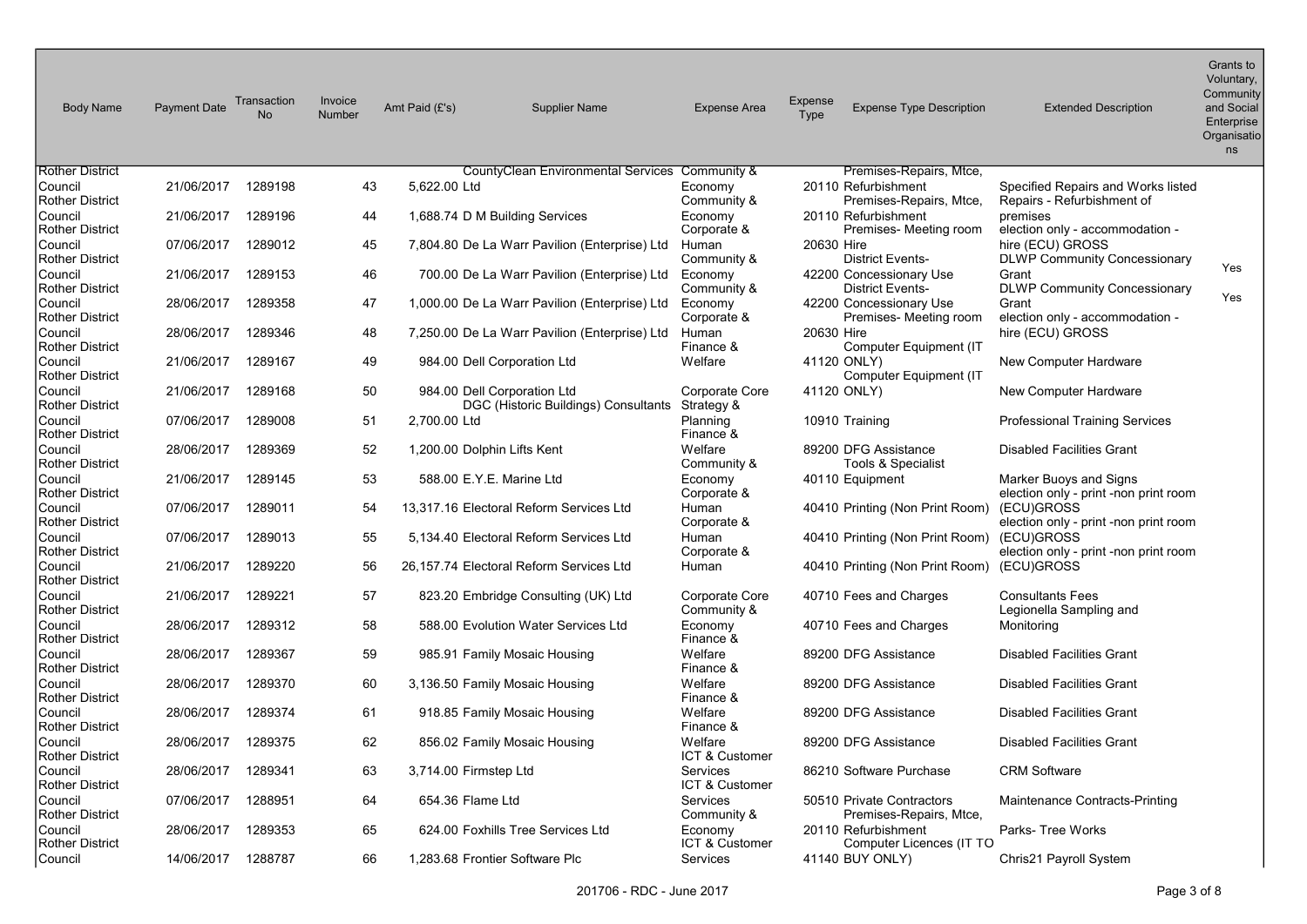| Body Name | Payment Date | Transaction No | Invoice Number | Amt Paid (£'s) | Supplier Name | Expense Area | Expense Type | Expense Type Description | Extended Description | Grants to Voluntary, Community and Social Enterprise Organisations |
|---|---|---|---|---|---|---|---|---|---|---|
| Rother District Council | 21/06/2017 | 1289198 | 43 | 5,622.00 | CountyClean Environmental Services Ltd | Community & Economy | 20110 | Premises-Repairs, Mtce, Refurbishment | Specified Repairs and Works listed | |
| Rother District Council | 21/06/2017 | 1289196 | 44 | 1,688.74 | D M Building Services | Community & Economy | 20110 | Premises-Repairs, Mtce, Refurbishment | Repairs - Refurbishment of premises | |
| Rother District Council | 07/06/2017 | 1289012 | 45 | 7,804.80 | De La Warr Pavilion (Enterprise) Ltd | Corporate & Human | 20630 | Premises- Meeting room Hire | election only - accommodation - hire (ECU) GROSS | |
| Rother District Council | 21/06/2017 | 1289153 | 46 | 700.00 | De La Warr Pavilion (Enterprise) Ltd | Community & Economy | 42200 | District Events- Concessionary Use | DLWP Community Concessionary Grant | Yes |
| Rother District Council | 28/06/2017 | 1289358 | 47 | 1,000.00 | De La Warr Pavilion (Enterprise) Ltd | Community & Economy | 42200 | District Events- Concessionary Use | DLWP Community Concessionary Grant | Yes |
| Rother District Council | 28/06/2017 | 1289346 | 48 | 7,250.00 | De La Warr Pavilion (Enterprise) Ltd | Corporate & Human | 20630 | Premises- Meeting room Hire | election only - accommodation - hire (ECU) GROSS | |
| Rother District Council | 21/06/2017 | 1289167 | 49 | 984.00 | Dell Corporation Ltd | Finance & Welfare | 41120 | Computer Equipment (IT ONLY) | New Computer Hardware | |
| Rother District Council | 21/06/2017 | 1289168 | 50 | 984.00 | Dell Corporation Ltd | Corporate Core | 41120 | Computer Equipment (IT ONLY) | New Computer Hardware | |
| Rother District Council | 07/06/2017 | 1289008 | 51 | 2,700.00 | DGC (Historic Buildings) Consultants Ltd | Strategy & Planning | 10910 | Training | Professional Training Services | |
| Rother District Council | 28/06/2017 | 1289369 | 52 | 1,200.00 | Dolphin Lifts Kent | Finance & Welfare | 89200 | DFG Assistance | Disabled Facilities Grant | |
| Rother District Council | 21/06/2017 | 1289145 | 53 | 588.00 | E.Y.E. Marine Ltd | Community & Economy | 40110 | Tools & Specialist Equipment | Marker Buoys and Signs | |
| Rother District Council | 07/06/2017 | 1289011 | 54 | 13,317.16 | Electoral Reform Services Ltd | Corporate & Human | 40410 | Printing (Non Print Room) | election only - print -non print room (ECU)GROSS | |
| Rother District Council | 07/06/2017 | 1289013 | 55 | 5,134.40 | Electoral Reform Services Ltd | Corporate & Human | 40410 | Printing (Non Print Room) | election only - print -non print room (ECU)GROSS | |
| Rother District Council | 21/06/2017 | 1289220 | 56 | 26,157.74 | Electoral Reform Services Ltd | Corporate & Human | 40410 | Printing (Non Print Room) | election only - print -non print room (ECU)GROSS | |
| Rother District Council | 21/06/2017 | 1289221 | 57 | 823.20 | Embridge Consulting (UK) Ltd | Corporate Core | 40710 | Fees and Charges | Consultants Fees | |
| Rother District Council | 28/06/2017 | 1289312 | 58 | 588.00 | Evolution Water Services Ltd | Community & Economy | 40710 | Fees and Charges | Legionella Sampling and Monitoring | |
| Rother District Council | 28/06/2017 | 1289367 | 59 | 985.91 | Family Mosaic Housing | Finance & Welfare | 89200 | DFG Assistance | Disabled Facilities Grant | |
| Rother District Council | 28/06/2017 | 1289370 | 60 | 3,136.50 | Family Mosaic Housing | Finance & Welfare | 89200 | DFG Assistance | Disabled Facilities Grant | |
| Rother District Council | 28/06/2017 | 1289374 | 61 | 918.85 | Family Mosaic Housing | Finance & Welfare | 89200 | DFG Assistance | Disabled Facilities Grant | |
| Rother District Council | 28/06/2017 | 1289375 | 62 | 856.02 | Family Mosaic Housing | Finance & Welfare | 89200 | DFG Assistance | Disabled Facilities Grant | |
| Rother District Council | 28/06/2017 | 1289341 | 63 | 3,714.00 | Firmstep Ltd | ICT & Customer Services | 86210 | Software Purchase | CRM Software | |
| Rother District Council | 07/06/2017 | 1288951 | 64 | 654.36 | Flame Ltd | ICT & Customer Services | 50510 | Private Contractors | Maintenance Contracts-Printing | |
| Rother District Council | 28/06/2017 | 1289353 | 65 | 624.00 | Foxhills Tree Services Ltd | Community & Economy | 20110 | Premises-Repairs, Mtce, Refurbishment | Parks- Tree Works | |
| Rother District Council | 14/06/2017 | 1288787 | 66 | 1,283.68 | Frontier Software Plc | ICT & Customer Services | 41140 | Computer Licences (IT TO BUY ONLY) | Chris21 Payroll System | |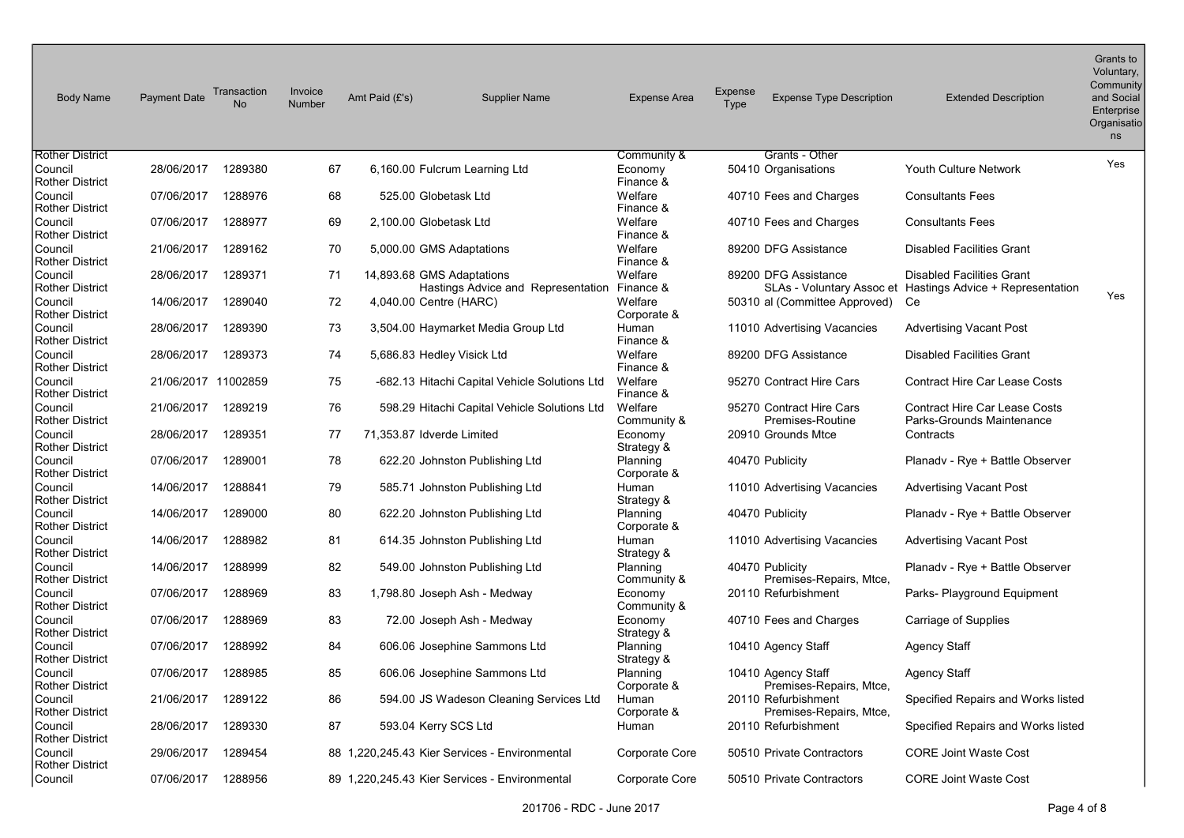| Body Name | Payment Date | Transaction No | Invoice Number | Amt Paid (£'s) | Supplier Name | Expense Area | Expense Type | Expense Type Description | Extended Description | Grants to Voluntary, Community and Social Enterprise Organisations |
|---|---|---|---|---|---|---|---|---|---|---|
| Rother District Council | 28/06/2017 | 1289380 | 67 | 6,160.00 | Fulcrum Learning Ltd | Community & Economy | 50410 | Grants - Other Organisations | Youth Culture Network | Yes |
| Rother District Council | 07/06/2017 | 1288976 | 68 | 525.00 | Globetask Ltd | Finance & Welfare | 40710 | Fees and Charges | Consultants Fees | |
| Rother District Council | 07/06/2017 | 1288977 | 69 | 2,100.00 | Globetask Ltd | Finance & Welfare | 40710 | Fees and Charges | Consultants Fees | |
| Rother District Council | 21/06/2017 | 1289162 | 70 | 5,000.00 | GMS Adaptations | Finance & Welfare | 89200 | DFG Assistance | Disabled Facilities Grant | |
| Rother District Council | 28/06/2017 | 1289371 | 71 | 14,893.68 | GMS Adaptations | Finance & Welfare | 89200 | DFG Assistance | Disabled Facilities Grant | |
| Rother District Council | 14/06/2017 | 1289040 | 72 | 4,040.00 | Hastings Advice and Representation Centre (HARC) | Finance & Welfare | 50310 | SLAs - Voluntary Associal (Committee Approved) | Hastings Advice + Representation Ce | Yes |
| Rother District Council | 28/06/2017 | 1289390 | 73 | 3,504.00 | Haymarket Media Group Ltd | Corporate & Human | 11010 | Advertising Vacancies | Advertising Vacant Post | |
| Rother District Council | 28/06/2017 | 1289373 | 74 | 5,686.83 | Hedley Visick Ltd | Finance & Welfare | 89200 | DFG Assistance | Disabled Facilities Grant | |
| Rother District Council | 21/06/2017 | 11002859 | 75 | -682.13 | Hitachi Capital Vehicle Solutions Ltd | Finance & Welfare | 95270 | Contract Hire Cars | Contract Hire Car Lease Costs | |
| Rother District Council | 21/06/2017 | 1289219 | 76 | 598.29 | Hitachi Capital Vehicle Solutions Ltd | Finance & Welfare | 95270 | Contract Hire Cars | Contract Hire Car Lease Costs | |
| Rother District Council | 28/06/2017 | 1289351 | 77 | 71,353.87 | Idverde Limited | Community & Economy | 20910 | Premises-Routine Grounds Mtce | Parks-Grounds Maintenance Contracts | |
| Rother District Council | 07/06/2017 | 1289001 | 78 | 622.20 | Johnston Publishing Ltd | Strategy & Planning | 40470 | Publicity | Planadv - Rye + Battle Observer | |
| Rother District Council | 14/06/2017 | 1288841 | 79 | 585.71 | Johnston Publishing Ltd | Corporate & Human | 11010 | Advertising Vacancies | Advertising Vacant Post | |
| Rother District Council | 14/06/2017 | 1289000 | 80 | 622.20 | Johnston Publishing Ltd | Strategy & Planning | 40470 | Publicity | Planadv - Rye + Battle Observer | |
| Rother District Council | 14/06/2017 | 1288982 | 81 | 614.35 | Johnston Publishing Ltd | Corporate & Human | 11010 | Advertising Vacancies | Advertising Vacant Post | |
| Rother District Council | 14/06/2017 | 1288999 | 82 | 549.00 | Johnston Publishing Ltd | Strategy & Planning | 40470 | Publicity | Planadv - Rye + Battle Observer | |
| Rother District Council | 07/06/2017 | 1288969 | 83 | 1,798.80 | Joseph Ash - Medway | Community & Economy | 20110 | Premises-Repairs, Mtce, Refurbishment | Parks- Playground Equipment | |
| Rother District Council | 07/06/2017 | 1288969 | 83 | 72.00 | Joseph Ash - Medway | Community & Economy | 40710 | Fees and Charges | Carriage of Supplies | |
| Rother District Council | 07/06/2017 | 1288992 | 84 | 606.06 | Josephine Sammons Ltd | Strategy & Planning | 10410 | Agency Staff | Agency Staff | |
| Rother District Council | 07/06/2017 | 1288985 | 85 | 606.06 | Josephine Sammons Ltd | Strategy & Planning | 10410 | Agency Staff | Agency Staff | |
| Rother District Council | 21/06/2017 | 1289122 | 86 | 594.00 | JS Wadeson Cleaning Services Ltd | Corporate & Human | 20110 | Premises-Repairs, Mtce, Refurbishment | Specified Repairs and Works listed | |
| Rother District Council | 28/06/2017 | 1289330 | 87 | 593.04 | Kerry SCS Ltd | Corporate & Human | 20110 | Premises-Repairs, Mtce, Refurbishment | Specified Repairs and Works listed | |
| Rother District Council | 29/06/2017 | 1289454 | 88 | 1,220,245.43 | Kier Services - Environmental | Corporate Core | 50510 | Private Contractors | CORE Joint Waste Cost | |
| Rother District Council | 07/06/2017 | 1288956 | 89 | 1,220,245.43 | Kier Services - Environmental | Corporate Core | 50510 | Private Contractors | CORE Joint Waste Cost | |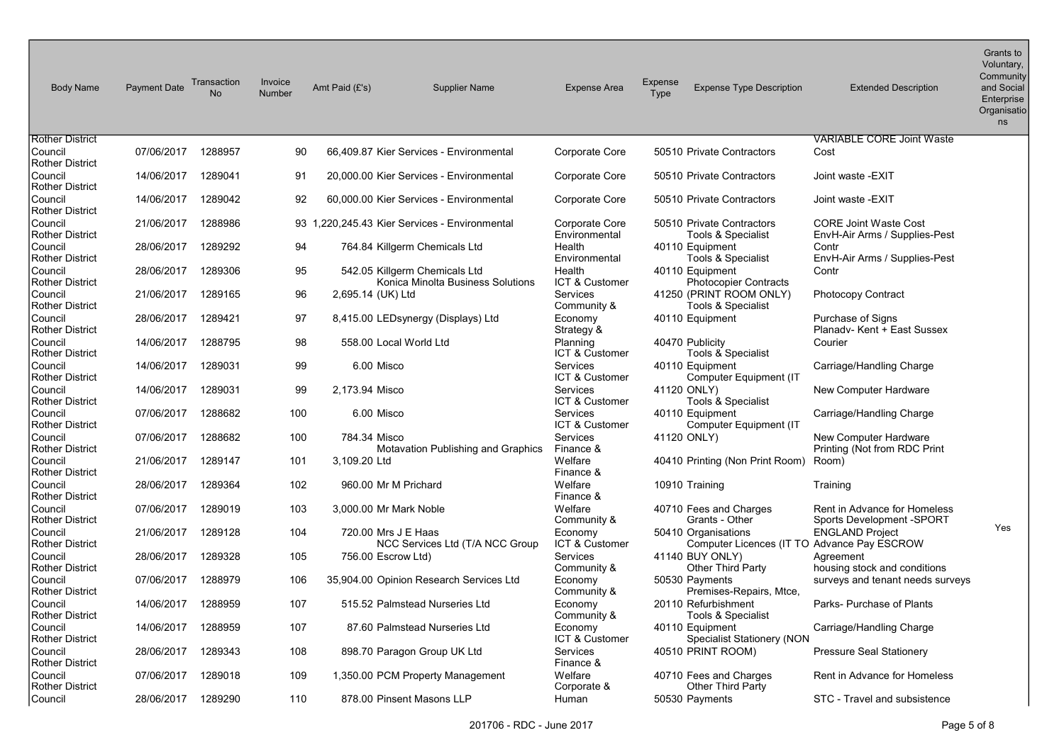| Body Name | Payment Date | Transaction No | Invoice Number | Amt Paid (£'s) | Supplier Name | Expense Area | Expense Type | Expense Type Description | Extended Description | Grants to Voluntary, Community and Social Enterprise Organisations |
|---|---|---|---|---|---|---|---|---|---|---|
| Rother District Council | 07/06/2017 | 1288957 | 90 | 66,409.87 | Kier Services - Environmental | Corporate Core | 50510 | Private Contractors | VARIABLE CORE Joint Waste Cost | |
| Rother District Council | 14/06/2017 | 1289041 | 91 | 20,000.00 | Kier Services - Environmental | Corporate Core | 50510 | Private Contractors | Joint waste -EXIT | |
| Rother District Council | 14/06/2017 | 1289042 | 92 | 60,000.00 | Kier Services - Environmental | Corporate Core | 50510 | Private Contractors | Joint waste -EXIT | |
| Rother District Council | 21/06/2017 | 1288986 | 93 | 1,220,245.43 | Kier Services - Environmental | Corporate Core | 50510 | Private Contractors | CORE Joint Waste Cost | |
| Rother District Council | 28/06/2017 | 1289292 | 94 | 764.84 | Killgerm Chemicals Ltd | Environmental Health | 40110 | Tools & Specialist Equipment | EnvH-Air Arms / Supplies-Pest Contr | |
| Rother District Council | 28/06/2017 | 1289306 | 95 | 542.05 | Killgerm Chemicals Ltd | Environmental Health | 40110 | Tools & Specialist Equipment | EnvH-Air Arms / Supplies-Pest Contr | |
| Rother District Council | 21/06/2017 | 1289165 | 96 | 2,695.14 | Konica Minolta Business Solutions (UK) Ltd | ICT & Customer Services | 41250 | Photocopier Contracts (PRINT ROOM ONLY) | Photocopy Contract | |
| Rother District Council | 28/06/2017 | 1289421 | 97 | 8,415.00 | LEDsynergy (Displays) Ltd | Community & Economy | 40110 | Tools & Specialist Equipment | Purchase of Signs | |
| Rother District Council | 14/06/2017 | 1288795 | 98 | 558.00 | Local World Ltd | Strategy & Planning | 40470 | Publicity | Planadv- Kent + East Sussex Courier | |
| Rother District Council | 14/06/2017 | 1289031 | 99 | 6.00 | Misco | ICT & Customer Services | 40110 | Tools & Specialist Equipment | Carriage/Handling Charge | |
| Rother District Council | 14/06/2017 | 1289031 | 99 | 2,173.94 | Misco | ICT & Customer Services | 41120 | Computer Equipment (IT ONLY) | New Computer Hardware | |
| Rother District Council | 07/06/2017 | 1288682 | 100 | 6.00 | Misco | ICT & Customer Services | 40110 | Tools & Specialist Equipment | Carriage/Handling Charge | |
| Rother District Council | 07/06/2017 | 1288682 | 100 | 784.34 | Misco | ICT & Customer Services | 41120 | Computer Equipment (IT ONLY) | New Computer Hardware | |
| Rother District Council | 21/06/2017 | 1289147 | 101 | 3,109.20 | Motavation Publishing and Graphics Ltd | Finance & Welfare | 40410 | Printing (Non Print Room) | Printing (Not from RDC Print Room) | |
| Rother District Council | 28/06/2017 | 1289364 | 102 | 960.00 | Mr M Prichard | Finance & Welfare | 10910 | Training | Training | |
| Rother District Council | 07/06/2017 | 1289019 | 103 | 3,000.00 | Mr Mark Noble | Finance & Welfare | 40710 | Fees and Charges | Rent in Advance for Homeless | |
| Rother District Council | 21/06/2017 | 1289128 | 104 | 720.00 | Mrs J E Haas | Community & Economy | 50410 | Grants - Other Organisations | Sports Development -SPORT ENGLAND Project | Yes |
| Rother District Council | 28/06/2017 | 1289328 | 105 | 756.00 | NCC Services Ltd (T/A NCC Group Escrow Ltd) | ICT & Customer Services | 41140 | Computer Licences (IT TO BUY ONLY) | Advance Pay ESCROW Agreement | |
| Rother District Council | 07/06/2017 | 1288979 | 106 | 35,904.00 | Opinion Research Services Ltd | Community & Economy | 50530 | Other Third Party Payments | housing stock and conditions surveys and tenant needs surveys | |
| Rother District Council | 14/06/2017 | 1288959 | 107 | 515.52 | Palmstead Nurseries Ltd | Community & Economy | 20110 | Premises-Repairs, Mtce, Refurbishment | Parks- Purchase of Plants | |
| Rother District Council | 14/06/2017 | 1288959 | 107 | 87.60 | Palmstead Nurseries Ltd | Community & Economy | 40110 | Tools & Specialist Equipment | Carriage/Handling Charge | |
| Rother District Council | 28/06/2017 | 1289343 | 108 | 898.70 | Paragon Group UK Ltd | ICT & Customer Services | 40510 | Specialist Stationery (NON PRINT ROOM) | Pressure Seal Stationery | |
| Rother District Council | 07/06/2017 | 1289018 | 109 | 1,350.00 | PCM Property Management | Finance & Welfare | 40710 | Fees and Charges | Rent in Advance for Homeless | |
| Rother District Council | 28/06/2017 | 1289290 | 110 | 878.00 | Pinsent Masons LLP | Corporate & Human | 50530 | Other Third Party Payments | STC - Travel and subsistence | |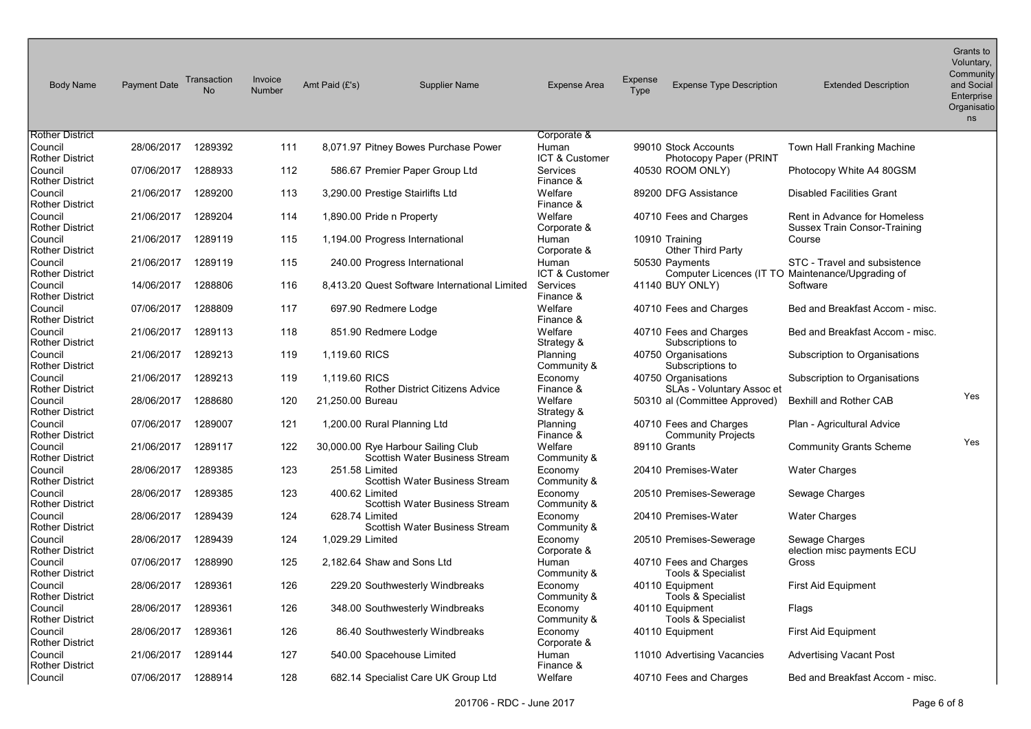| Body Name | Payment Date | Transaction No | Invoice Number | Amt Paid (£'s) | Supplier Name | Expense Area | Expense Type | Expense Type Description | Extended Description | Grants to Voluntary, Community and Social Enterprise Organisations |
|---|---|---|---|---|---|---|---|---|---|---|
| Rother District Council | 28/06/2017 | 1289392 | 111 | 8,071.97 | Pitney Bowes Purchase Power | Corporate & Human | 99010 | Stock Accounts | Town Hall Franking Machine | |
| Rother District Council | 07/06/2017 | 1288933 | 112 | 586.67 | Premier Paper Group Ltd | ICT & Customer Services | 40530 | Photocopy Paper (PRINT ROOM ONLY) | Photocopy White A4 80GSM | |
| Rother District Council | 21/06/2017 | 1289200 | 113 | 3,290.00 | Prestige Stairlifts Ltd | Finance & Welfare | 89200 | DFG Assistance | Disabled Facilities Grant | |
| Rother District Council | 21/06/2017 | 1289204 | 114 | 1,890.00 | Pride n Property | Finance & Welfare | 40710 | Fees and Charges | Rent in Advance for Homeless | |
| Rother District Council | 21/06/2017 | 1289119 | 115 | 1,194.00 | Progress International | Corporate & Human | 10910 | Training | Sussex Train Consor-Training Course | |
| Rother District Council | 21/06/2017 | 1289119 | 115 | 240.00 | Progress International | Corporate & Human | 50530 | Other Third Party Payments | STC - Travel and subsistence | |
| Rother District Council | 14/06/2017 | 1288806 | 116 | 8,413.20 | Quest Software International Limited | ICT & Customer Services | 41140 | Computer Licences (IT TO BUY ONLY) | Maintenance/Upgrading of Software | |
| Rother District Council | 07/06/2017 | 1288809 | 117 | 697.90 | Redmere Lodge | Finance & Welfare | 40710 | Fees and Charges | Bed and Breakfast Accom - misc. | |
| Rother District Council | 21/06/2017 | 1289113 | 118 | 851.90 | Redmere Lodge | Finance & Welfare | 40710 | Fees and Charges | Bed and Breakfast Accom - misc. | |
| Rother District Council | 21/06/2017 | 1289213 | 119 | 1,119.60 | RICS | Strategy & Planning | 40750 | Subscriptions to Organisations | Subscription to Organisations | |
| Rother District Council | 21/06/2017 | 1289213 | 119 | 1,119.60 | RICS | Community & Economy | 40750 | Subscriptions to Organisations | Subscription to Organisations | |
| Rother District Council | 28/06/2017 | 1288680 | 120 | 21,250.00 | Rother District Citizens Advice Bureau | Finance & Welfare | 50310 | SLAs - Voluntary Assoc etal (Committee Approved) | Bexhill and Rother CAB | Yes |
| Rother District Council | 07/06/2017 | 1289007 | 121 | 1,200.00 | Rural Planning Ltd | Strategy & Planning | 40710 | Fees and Charges | Plan - Agricultural Advice | |
| Rother District Council | 21/06/2017 | 1289117 | 122 | 30,000.00 | Rye Harbour Sailing Club | Finance & Welfare | 89110 | Community Projects Grants | Community Grants Scheme | Yes |
| Rother District Council | 28/06/2017 | 1289385 | 123 | 251.58 | Scottish Water Business Stream Limited | Community & Economy | 20410 | Premises-Water | Water Charges | |
| Rother District Council | 28/06/2017 | 1289385 | 123 | 400.62 | Scottish Water Business Stream Limited | Community & Economy | 20510 | Premises-Sewerage | Sewage Charges | |
| Rother District Council | 28/06/2017 | 1289439 | 124 | 628.74 | Scottish Water Business Stream Limited | Community & Economy | 20410 | Premises-Water | Water Charges | |
| Rother District Council | 28/06/2017 | 1289439 | 124 | 1,029.29 | Scottish Water Business Stream Limited | Community & Economy | 20510 | Premises-Sewerage | Sewage Charges | |
| Rother District Council | 07/06/2017 | 1288990 | 125 | 2,182.64 | Shaw and Sons Ltd | Corporate & Human | 40710 | Fees and Charges | election misc payments ECU Gross | |
| Rother District Council | 28/06/2017 | 1289361 | 126 | 229.20 | Southwesterly Windbreaks | Community & Economy | 40110 | Tools & Specialist Equipment | First Aid Equipment | |
| Rother District Council | 28/06/2017 | 1289361 | 126 | 348.00 | Southwesterly Windbreaks | Community & Economy | 40110 | Tools & Specialist Equipment | Flags | |
| Rother District Council | 28/06/2017 | 1289361 | 126 | 86.40 | Southwesterly Windbreaks | Community & Economy | 40110 | Tools & Specialist Equipment | First Aid Equipment | |
| Rother District Council | 21/06/2017 | 1289144 | 127 | 540.00 | Spacehouse Limited | Corporate & Human | 11010 | Advertising Vacancies | Advertising Vacant Post | |
| Rother District Council | 07/06/2017 | 1288914 | 128 | 682.14 | Specialist Care UK Group Ltd | Finance & Welfare | 40710 | Fees and Charges | Bed and Breakfast Accom - misc. | |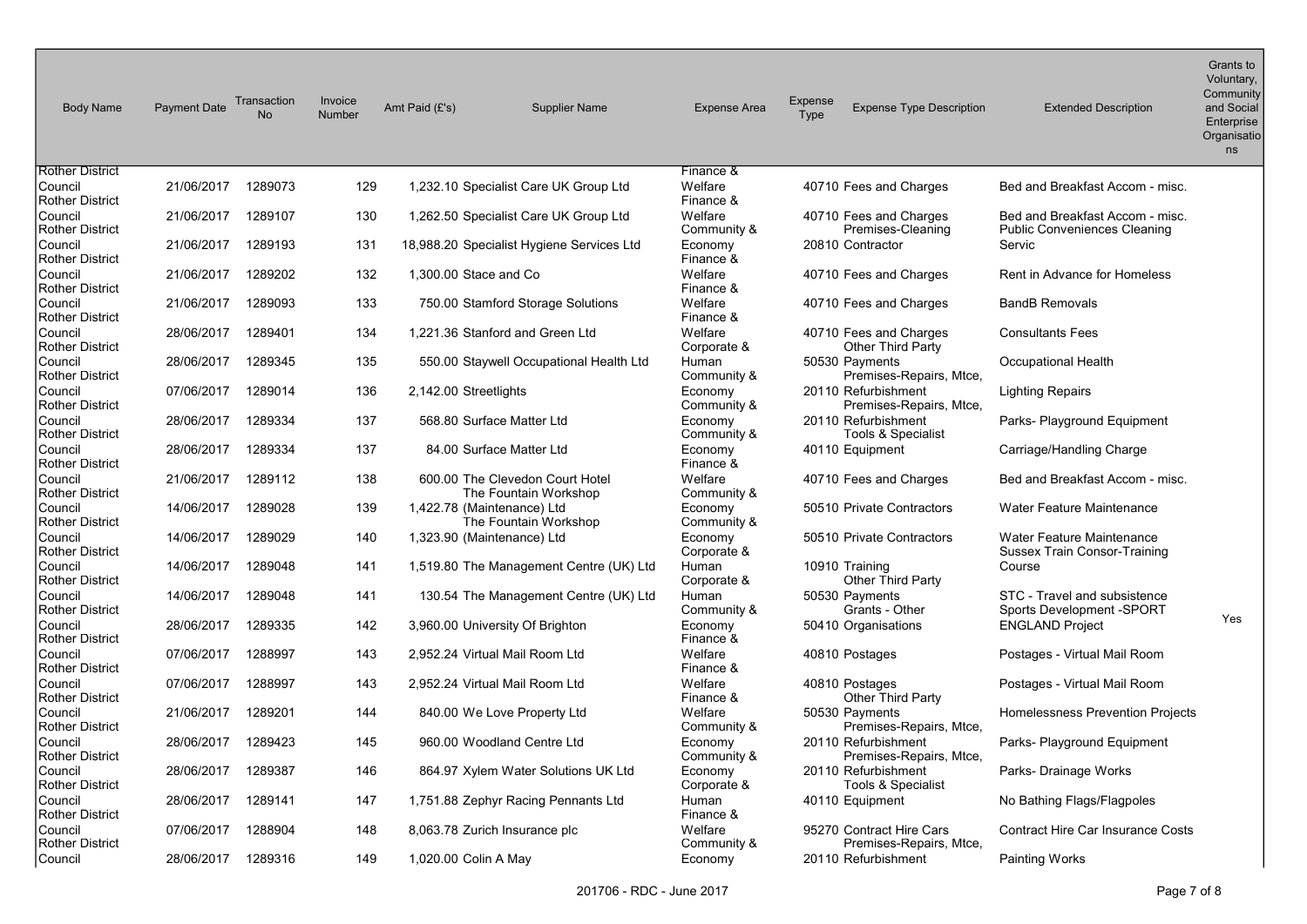| Body Name | Payment Date | Transaction No | Invoice Number | Amt Paid (£'s) | Supplier Name | Expense Area | Expense Type | Expense Type Description | Extended Description | Grants to Voluntary, Community and Social Enterprise Organisations |
|---|---|---|---|---|---|---|---|---|---|---|
| Rother District Council | 21/06/2017 | 1289073 | 129 | 1,232.10 | Specialist Care UK Group Ltd | Finance & Welfare | 40710 | Fees and Charges | Bed and Breakfast Accom - misc. | |
| Rother District Council | 21/06/2017 | 1289107 | 130 | 1,262.50 | Specialist Care UK Group Ltd | Finance & Welfare | 40710 | Fees and Charges | Bed and Breakfast Accom - misc. | |
| Rother District Council | 21/06/2017 | 1289193 | 131 | 18,988.20 | Specialist Hygiene Services Ltd | Community & Economy | 20810 | Premises-Cleaning Contractor | Public Conveniences Cleaning Servic | |
| Rother District Council | 21/06/2017 | 1289202 | 132 | 1,300.00 | Stace and Co | Finance & Welfare | 40710 | Fees and Charges | Rent in Advance for Homeless | |
| Rother District Council | 21/06/2017 | 1289093 | 133 | 750.00 | Stamford Storage Solutions | Finance & Welfare | 40710 | Fees and Charges | BandB Removals | |
| Rother District Council | 28/06/2017 | 1289401 | 134 | 1,221.36 | Stanford and Green Ltd | Finance & Welfare | 40710 | Fees and Charges | Consultants Fees | |
| Rother District Council | 28/06/2017 | 1289345 | 135 | 550.00 | Staywell Occupational Health Ltd | Corporate & Human | 50530 | Other Third Party Payments | Occupational Health | |
| Rother District Council | 07/06/2017 | 1289014 | 136 | 2,142.00 | Streetlights | Community & Economy | 20110 | Premises-Repairs, Mtce, Refurbishment | Lighting Repairs | |
| Rother District Council | 28/06/2017 | 1289334 | 137 | 568.80 | Surface Matter Ltd | Community & Economy | 20110 | Premises-Repairs, Mtce, Refurbishment | Parks- Playground Equipment | |
| Rother District Council | 28/06/2017 | 1289334 | 137 | 84.00 | Surface Matter Ltd | Community & Economy | 40110 | Tools & Specialist Equipment | Carriage/Handling Charge | |
| Rother District Council | 21/06/2017 | 1289112 | 138 | 600.00 | The Clevedon Court Hotel | Finance & Welfare | 40710 | Fees and Charges | Bed and Breakfast Accom - misc. | |
| Rother District Council | 14/06/2017 | 1289028 | 139 | 1,422.78 | The Fountain Workshop (Maintenance) Ltd | Community & Economy | 50510 | Private Contractors | Water Feature Maintenance | |
| Rother District Council | 14/06/2017 | 1289029 | 140 | 1,323.90 | The Fountain Workshop (Maintenance) Ltd | Community & Economy | 50510 | Private Contractors | Water Feature Maintenance | |
| Rother District Council | 14/06/2017 | 1289048 | 141 | 1,519.80 | The Management Centre (UK) Ltd | Corporate & Human | 10910 | Training | Sussex Train Consor-Training Course | |
| Rother District Council | 14/06/2017 | 1289048 | 141 | 130.54 | The Management Centre (UK) Ltd | Corporate & Human | 50530 | Other Third Party Payments | STC - Travel and subsistence | |
| Rother District Council | 28/06/2017 | 1289335 | 142 | 3,960.00 | University Of Brighton | Community & Economy | 50410 | Grants - Other Organisations | Sports Development -SPORT ENGLAND Project | Yes |
| Rother District Council | 07/06/2017 | 1288997 | 143 | 2,952.24 | Virtual Mail Room Ltd | Finance & Welfare | 40810 | Postages | Postages - Virtual Mail Room | |
| Rother District Council | 07/06/2017 | 1288997 | 143 | 2,952.24 | Virtual Mail Room Ltd | Finance & Welfare | 40810 | Postages | Postages - Virtual Mail Room | |
| Rother District Council | 21/06/2017 | 1289201 | 144 | 840.00 | We Love Property Ltd | Finance & Welfare | 50530 | Other Third Party Payments | Homelessness Prevention Projects | |
| Rother District Council | 28/06/2017 | 1289423 | 145 | 960.00 | Woodland Centre Ltd | Community & Economy | 20110 | Premises-Repairs, Mtce, Refurbishment | Parks- Playground Equipment | |
| Rother District Council | 28/06/2017 | 1289387 | 146 | 864.97 | Xylem Water Solutions UK Ltd | Community & Economy | 20110 | Premises-Repairs, Mtce, Refurbishment | Parks- Drainage Works | |
| Rother District Council | 28/06/2017 | 1289141 | 147 | 1,751.88 | Zephyr Racing Pennants Ltd | Corporate & Human | 40110 | Tools & Specialist Equipment | No Bathing Flags/Flagpoles | |
| Rother District Council | 07/06/2017 | 1288904 | 148 | 8,063.78 | Zurich Insurance plc | Finance & Welfare | 95270 | Contract Hire Cars | Contract Hire Car Insurance Costs | |
| Rother District Council | 28/06/2017 | 1289316 | 149 | 1,020.00 | Colin A May | Community & Economy | 20110 | Premises-Repairs, Mtce, Refurbishment | Painting Works | |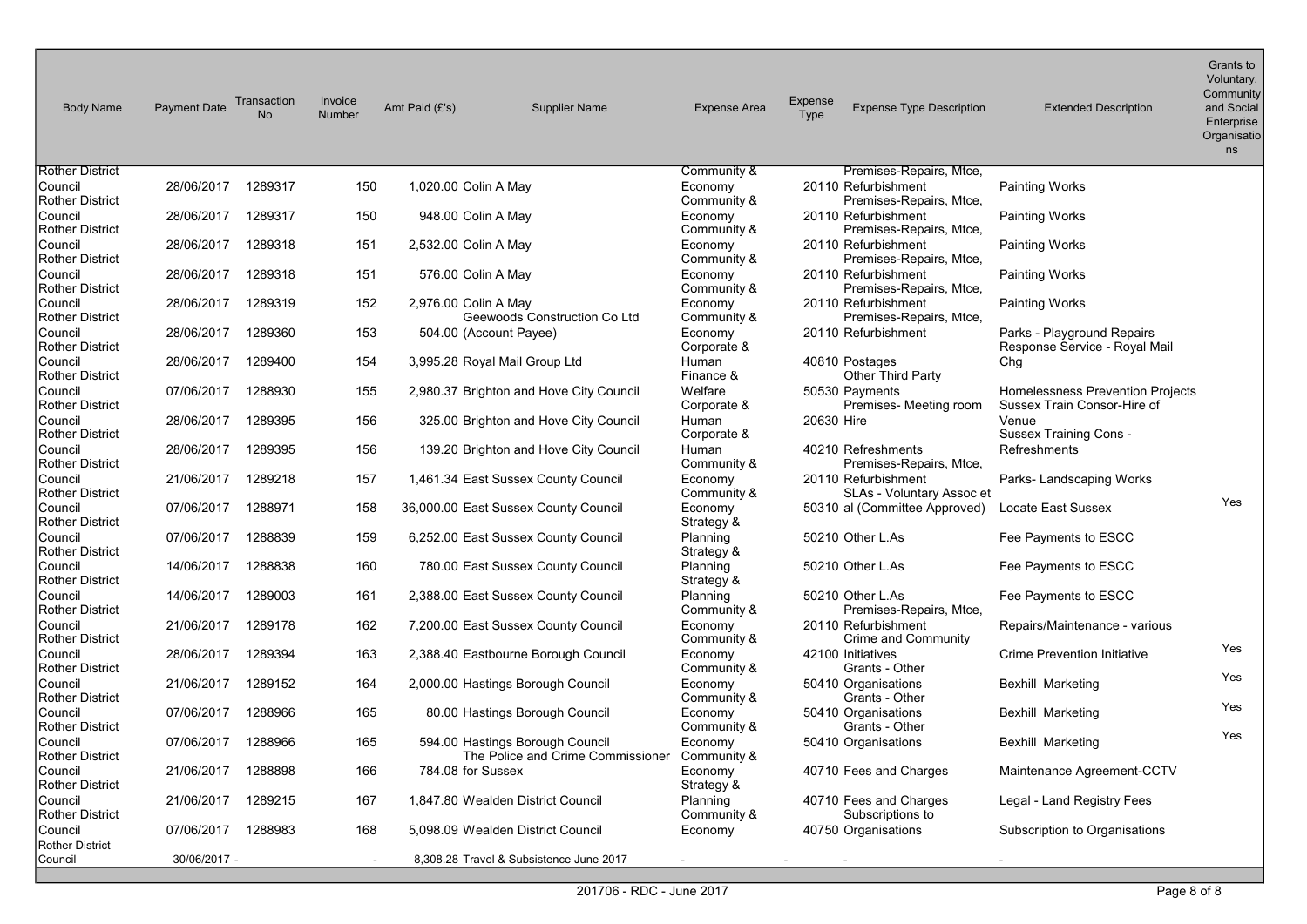| Body Name | Payment Date | Transaction No | Invoice Number | Amt Paid (£'s) | Supplier Name | Expense Area | Expense Type | Expense Type Description | Extended Description | Grants to Voluntary, Community and Social Enterprise Organisations |
|---|---|---|---|---|---|---|---|---|---|---|
| Rother District Council | 28/06/2017 | 1289317 | 150 | 1,020.00 | Colin A May | Community & Economy | 20110 | Premises-Repairs, Mtce, Refurbishment | Painting Works | |
| Rother District Council | 28/06/2017 | 1289317 | 150 | 948.00 | Colin A May | Community & Economy | 20110 | Premises-Repairs, Mtce, Refurbishment | Painting Works | |
| Rother District Council | 28/06/2017 | 1289318 | 151 | 2,532.00 | Colin A May | Community & Economy | 20110 | Premises-Repairs, Mtce, Refurbishment | Painting Works | |
| Rother District Council | 28/06/2017 | 1289318 | 151 | 576.00 | Colin A May | Community & Economy | 20110 | Premises-Repairs, Mtce, Refurbishment | Painting Works | |
| Rother District Council | 28/06/2017 | 1289319 | 152 | 2,976.00 | Colin A May | Community & Economy | 20110 | Premises-Repairs, Mtce, Refurbishment | Painting Works | |
| Rother District Council | 28/06/2017 | 1289360 | 153 | 504.00 | Geewoods Construction Co Ltd (Account Payee) | Community & Economy | 20110 | Premises-Repairs, Mtce, Refurbishment | Parks - Playground Repairs | |
| Rother District Council | 28/06/2017 | 1289400 | 154 | 3,995.28 | Royal Mail Group Ltd | Corporate & Human | 40810 | Postages | Response Service - Royal Mail Chg | |
| Rother District Council | 07/06/2017 | 1288930 | 155 | 2,980.37 | Brighton and Hove City Council | Finance & Welfare | 50530 | Other Third Party Payments | Homelessness Prevention Projects | |
| Rother District Council | 28/06/2017 | 1289395 | 156 | 325.00 | Brighton and Hove City Council | Corporate & Human | 20630 | Premises- Meeting room Hire | Sussex Train Consor-Hire of Venue | |
| Rother District Council | 28/06/2017 | 1289395 | 156 | 139.20 | Brighton and Hove City Council | Corporate & Human | 40210 | Refreshments | Sussex Training Cons - Refreshments | |
| Rother District Council | 21/06/2017 | 1289218 | 157 | 1,461.34 | East Sussex County Council | Community & Economy | 20110 | Premises-Repairs, Mtce, Refurbishment | Parks- Landscaping Works | |
| Rother District Council | 07/06/2017 | 1288971 | 158 | 36,000.00 | East Sussex County Council | Community & Economy | 50310 | SLAs - Voluntary Assoc etal (Committee Approved) | Locate East Sussex | Yes |
| Rother District Council | 07/06/2017 | 1288839 | 159 | 6,252.00 | East Sussex County Council | Strategy & Planning | 50210 | Other L.As | Fee Payments to ESCC | |
| Rother District Council | 14/06/2017 | 1288838 | 160 | 780.00 | East Sussex County Council | Strategy & Planning | 50210 | Other L.As | Fee Payments to ESCC | |
| Rother District Council | 14/06/2017 | 1289003 | 161 | 2,388.00 | East Sussex County Council | Strategy & Planning | 50210 | Other L.As | Fee Payments to ESCC | |
| Rother District Council | 21/06/2017 | 1289178 | 162 | 7,200.00 | East Sussex County Council | Community & Economy | 20110 | Premises-Repairs, Mtce, Refurbishment | Repairs/Maintenance - various | |
| Rother District Council | 28/06/2017 | 1289394 | 163 | 2,388.40 | Eastbourne Borough Council | Community & Economy | 42100 | Crime and Community Initiatives | Crime Prevention Initiative | Yes |
| Rother District Council | 21/06/2017 | 1289152 | 164 | 2,000.00 | Hastings Borough Council | Community & Economy | 50410 | Grants - Other Organisations | Bexhill Marketing | Yes |
| Rother District Council | 07/06/2017 | 1288966 | 165 | 80.00 | Hastings Borough Council | Community & Economy | 50410 | Grants - Other Organisations | Bexhill Marketing | Yes |
| Rother District Council | 07/06/2017 | 1288966 | 165 | 594.00 | Hastings Borough Council | Community & Economy | 50410 | Grants - Other Organisations | Bexhill Marketing | Yes |
| Rother District Council | 21/06/2017 | 1288898 | 166 | 784.08 | The Police and Crime Commissioner for Sussex | Community & Economy | 40710 | Fees and Charges | Maintenance Agreement-CCTV | |
| Rother District Council | 21/06/2017 | 1289215 | 167 | 1,847.80 | Wealden District Council | Strategy & Planning | 40710 | Fees and Charges | Legal - Land Registry Fees | |
| Rother District Council | 07/06/2017 | 1288983 | 168 | 5,098.09 | Wealden District Council | Community & Economy | 40750 | Subscriptions to Organisations | Subscription to Organisations | |
| Rother District Council | 30/06/2017 | - | - | 8,308.28 | Travel & Subsistence June 2017 | - | - | - | - | |